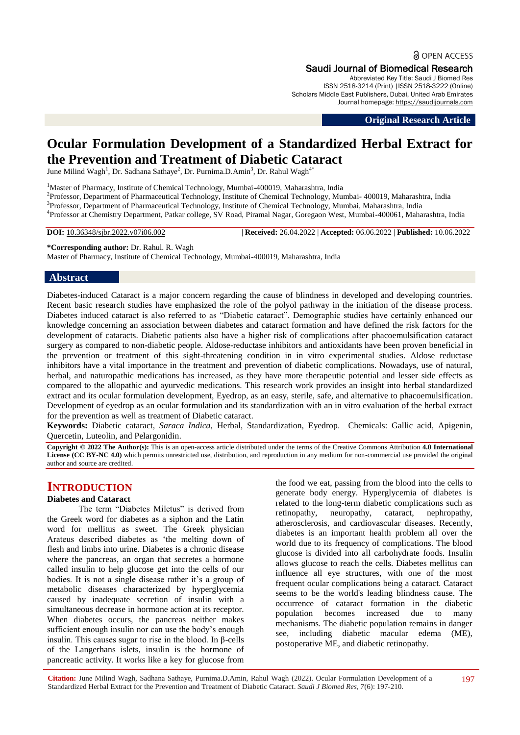OPEN ACCESS

Saudi Journal of Biomedical Research
Abbreviated Key Title: Saudi J Biomed Res
ISSN 2518-3214 (Print) |ISSN 2518-3222 (Online)
Scholars Middle East Publishers, Dubai, United Arab Emirates
Journal homepage: https://saudijournals.com

**Original Research Article**

# Ocular Formulation Development of a Standardized Herbal Extract for the Prevention and Treatment of Diabetic Cataract

June Milind Wagh[1], Dr. Sadhana Sathaye[2], Dr. Purnima.D.Amin[3], Dr. Rahul Wagh[4*]

[1]Master of Pharmacy, Institute of Chemical Technology, Mumbai-400019, Maharashtra, India
[2]Professor, Department of Pharmaceutical Technology, Institute of Chemical Technology, Mumbai- 400019, Maharashtra, India
[3]Professor, Department of Pharmaceutical Technology, Institute of Chemical Technology, Mumbai, Maharashtra, India
[4]Professor at Chemistry Department, Patkar college, SV Road, Piramal Nagar, Goregaon West, Mumbai-400061, Maharashtra, India

**DOI:** 10.36348/sjbr.2022.v07i06.002 | **Received:** 26.04.2022 | **Accepted:** 06.06.2022 | **Published:** 10.06.2022

**\*Corresponding author:** Dr. Rahul. R. Wagh
Master of Pharmacy, Institute of Chemical Technology, Mumbai-400019, Maharashtra, India

## Abstract

Diabetes-induced Cataract is a major concern regarding the cause of blindness in developed and developing countries. Recent basic research studies have emphasized the role of the polyol pathway in the initiation of the disease process. Diabetes induced cataract is also referred to as "Diabetic cataract". Demographic studies have certainly enhanced our knowledge concerning an association between diabetes and cataract formation and have defined the risk factors for the development of cataracts. Diabetic patients also have a higher risk of complications after phacoemulsification cataract surgery as compared to non-diabetic people. Aldose-reductase inhibitors and antioxidants have been proven beneficial in the prevention or treatment of this sight-threatening condition in in vitro experimental studies. Aldose reductase inhibitors have a vital importance in the treatment and prevention of diabetic complications. Nowadays, use of natural, herbal, and naturopathic medications has increased, as they have more therapeutic potential and lesser side effects as compared to the allopathic and ayurvedic medications. This research work provides an insight into herbal standardized extract and its ocular formulation development, Eyedrop, as an easy, sterile, safe, and alternative to phacoemulsification. Development of eyedrop as an ocular formulation and its standardization with an in vitro evaluation of the herbal extract for the prevention as well as treatment of Diabetic cataract.

**Keywords:** Diabetic cataract, *Saraca Indica,* Herbal, Standardization, Eyedrop. Chemicals: Gallic acid, Apigenin, Quercetin, Luteolin, and Pelargonidin.

**Copyright © 2022 The Author(s):** This is an open-access article distributed under the terms of the Creative Commons Attribution **4.0 International License (CC BY-NC 4.0)** which permits unrestricted use, distribution, and reproduction in any medium for non-commercial use provided the original author and source are credited.

## INTRODUCTION

### Diabetes and Cataract

The term "Diabetes Miletus" is derived from the Greek word for diabetes as a siphon and the Latin word for mellitus as sweet. The Greek physician Arateus described diabetes as 'the melting down of flesh and limbs into urine. Diabetes is a chronic disease where the pancreas, an organ that secretes a hormone called insulin to help glucose get into the cells of our bodies. It is not a single disease rather it's a group of metabolic diseases characterized by hyperglycemia caused by inadequate secretion of insulin with a simultaneous decrease in hormone action at its receptor. When diabetes occurs, the pancreas neither makes sufficient enough insulin nor can use the body's enough insulin. This causes sugar to rise in the blood. In β-cells of the Langerhans islets, insulin is the hormone of pancreatic activity. It works like a key for glucose from the food we eat, passing from the blood into the cells to generate body energy. Hyperglycemia of diabetes is related to the long-term diabetic complications such as retinopathy, neuropathy, cataract, nephropathy, atherosclerosis, and cardiovascular diseases. Recently, diabetes is an important health problem all over the world due to its frequency of complications. The blood glucose is divided into all carbohydrate foods. Insulin allows glucose to reach the cells. Diabetes mellitus can influence all eye structures, with one of the most frequent ocular complications being a cataract. Cataract seems to be the world's leading blindness cause. The occurrence of cataract formation in the diabetic population becomes increased due to many mechanisms. The diabetic population remains in danger see, including diabetic macular edema (ME), postoperative ME, and diabetic retinopathy.

**Citation:** June Milind Wagh, Sadhana Sathaye, Purnima.D.Amin, Rahul Wagh (2022). Ocular Formulation Development of a Standardized Herbal Extract for the Prevention and Treatment of Diabetic Cataract. *Saudi J Biomed Res, 7*(6): 197-210.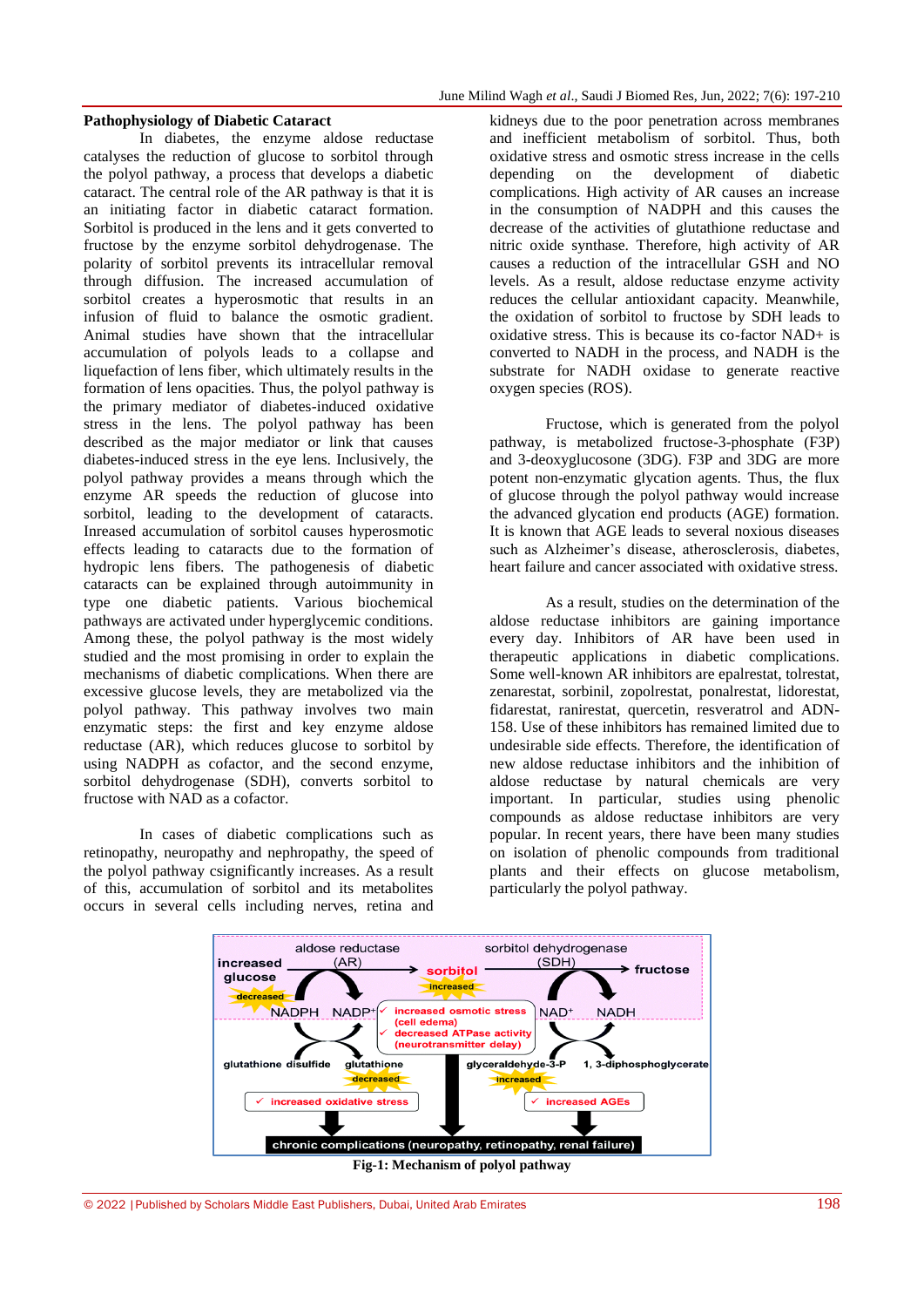**Pathophysiology of Diabetic Cataract**

In diabetes, the enzyme aldose reductase catalyses the reduction of glucose to sorbitol through the polyol pathway, a process that develops a diabetic cataract. The central role of the AR pathway is that it is an initiating factor in diabetic cataract formation. Sorbitol is produced in the lens and it gets converted to fructose by the enzyme sorbitol dehydrogenase. The polarity of sorbitol prevents its intracellular removal through diffusion. The increased accumulation of sorbitol creates a hyperosmotic that results in an infusion of fluid to balance the osmotic gradient. Animal studies have shown that the intracellular accumulation of polyols leads to a collapse and liquefaction of lens fiber, which ultimately results in the formation of lens opacities. Thus, the polyol pathway is the primary mediator of diabetes-induced oxidative stress in the lens. The polyol pathway has been described as the major mediator or link that causes diabetes-induced stress in the eye lens. Inclusively, the polyol pathway provides a means through which the enzyme AR speeds the reduction of glucose into sorbitol, leading to the development of cataracts. Inreased accumulation of sorbitol causes hyperosmotic effects leading to cataracts due to the formation of hydropic lens fibers. The pathogenesis of diabetic cataracts can be explained through autoimmunity in type one diabetic patients. Various biochemical pathways are activated under hyperglycemic conditions. Among these, the polyol pathway is the most widely studied and the most promising in order to explain the mechanisms of diabetic complications. When there are excessive glucose levels, they are metabolized via the polyol pathway. This pathway involves two main enzymatic steps: the first and key enzyme aldose reductase (AR), which reduces glucose to sorbitol by using NADPH as cofactor, and the second enzyme, sorbitol dehydrogenase (SDH), converts sorbitol to fructose with NAD as a cofactor.

In cases of diabetic complications such as retinopathy, neuropathy and nephropathy, the speed of the polyol pathway csignificantly increases. As a result of this, accumulation of sorbitol and its metabolites occurs in several cells including nerves, retina and kidneys due to the poor penetration across membranes and inefficient metabolism of sorbitol. Thus, both oxidative stress and osmotic stress increase in the cells depending on the development of diabetic complications. High activity of AR causes an increase in the consumption of NADPH and this causes the decrease of the activities of glutathione reductase and nitric oxide synthase. Therefore, high activity of AR causes a reduction of the intracellular GSH and NO levels. As a result, aldose reductase enzyme activity reduces the cellular antioxidant capacity. Meanwhile, the oxidation of sorbitol to fructose by SDH leads to oxidative stress. This is because its co-factor NAD+ is converted to NADH in the process, and NADH is the substrate for NADH oxidase to generate reactive oxygen species (ROS).

Fructose, which is generated from the polyol pathway, is metabolized fructose-3-phosphate (F3P) and 3-deoxyglucosone (3DG). F3P and 3DG are more potent non-enzymatic glycation agents. Thus, the flux of glucose through the polyol pathway would increase the advanced glycation end products (AGE) formation. It is known that AGE leads to several noxious diseases such as Alzheimer's disease, atherosclerosis, diabetes, heart failure and cancer associated with oxidative stress.

As a result, studies on the determination of the aldose reductase inhibitors are gaining importance every day. Inhibitors of AR have been used in therapeutic applications in diabetic complications. Some well-known AR inhibitors are epalrestat, tolrestat, zenarestat, sorbinil, zopolrestat, ponalrestat, lidorestat, fidarestat, ranirestat, quercetin, resveratrol and ADN-158. Use of these inhibitors has remained limited due to undesirable side effects. Therefore, the identification of new aldose reductase inhibitors and the inhibition of aldose reductase by natural chemicals are very important. In particular, studies using phenolic compounds as aldose reductase inhibitors are very popular. In recent years, there have been many studies on isolation of phenolic compounds from traditional plants and their effects on glucose metabolism, particularly the polyol pathway.

aldose reductase (AR)
sorbitol dehydrogenase (SDH)
increased glucose
decreased
sorbitol
increased
fructose
NADPH
$NADP^+$
$NAD^+$
NADH
✓ increased osmotic stress (cell edema)
✓ decreased ATPase activity (neurotransmitter delay)
glutathione disulfide
glutathione
decreased
glyceraldehyde-3-P
increased
1, 3-diphosphoglycerate
✓ increased oxidative stress
✓ increased AGEs
chronic complications (neuropathy, retinopathy, renal failure)

**Fig-1: Mechanism of polyol pathway**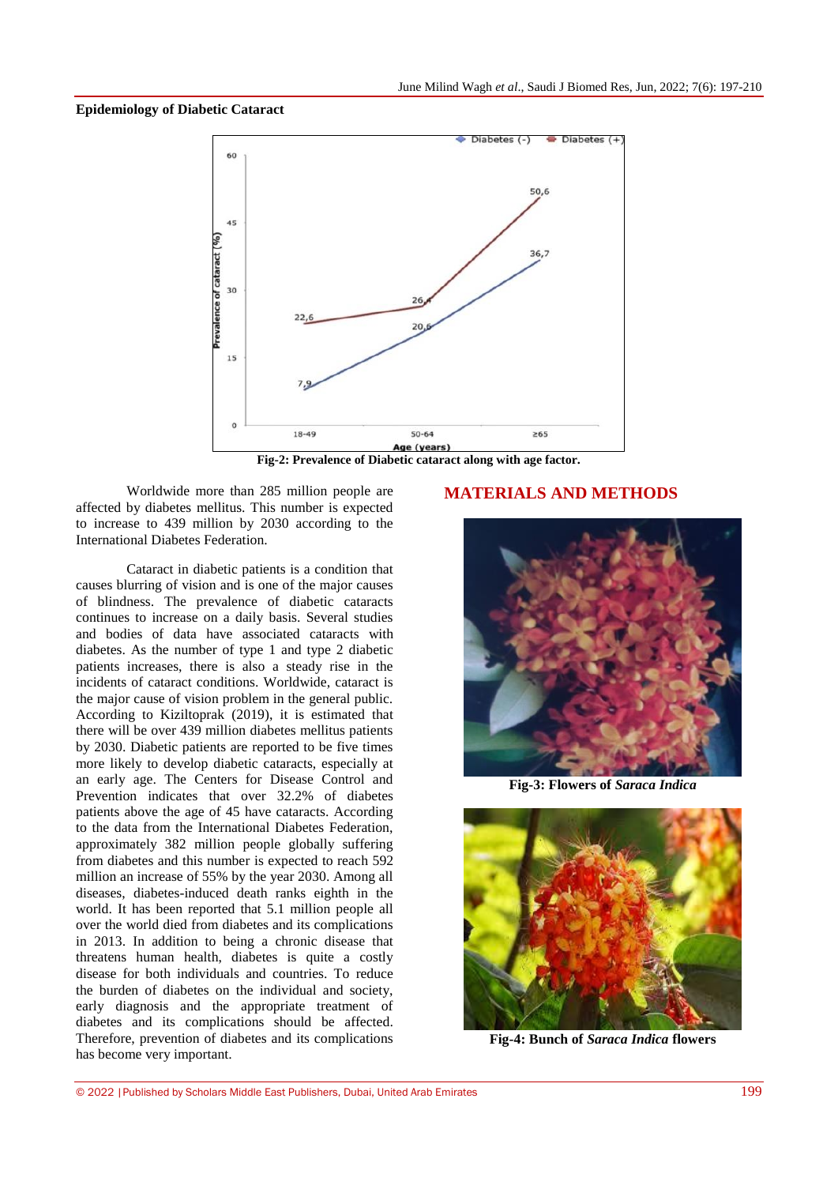**Epidemiology of Diabetic Cataract**

Diabetes (-) Diabetes (+)

Prevalence of cataract (%)

60
45
30
15
0

50,6
36,7
26,4
22,6
20,6
7,9

18-49 50-64 ≥65

Age (years)

**Fig-2: Prevalence of Diabetic cataract along with age factor.**

Worldwide more than 285 million people are affected by diabetes mellitus. This number is expected to increase to 439 million by 2030 according to the International Diabetes Federation.

Cataract in diabetic patients is a condition that causes blurring of vision and is one of the major causes of blindness. The prevalence of diabetic cataracts continues to increase on a daily basis. Several studies and bodies of data have associated cataracts with diabetes. As the number of type 1 and type 2 diabetic patients increases, there is also a steady rise in the incidents of cataract conditions. Worldwide, cataract is the major cause of vision problem in the general public. According to Kiziltoprak (2019), it is estimated that there will be over 439 million diabetes mellitus patients by 2030. Diabetic patients are reported to be five times more likely to develop diabetic cataracts, especially at an early age. The Centers for Disease Control and Prevention indicates that over 32.2% of diabetes patients above the age of 45 have cataracts. According to the data from the International Diabetes Federation, approximately 382 million people globally suffering from diabetes and this number is expected to reach 592 million an increase of 55% by the year 2030. Among all diseases, diabetes-induced death ranks eighth in the world. It has been reported that 5.1 million people all over the world died from diabetes and its complications in 2013. In addition to being a chronic disease that threatens human health, diabetes is quite a costly disease for both individuals and countries. To reduce the burden of diabetes on the individual and society, early diagnosis and the appropriate treatment of diabetes and its complications should be affected. Therefore, prevention of diabetes and its complications has become very important.

## MATERIALS AND METHODS

**Fig-3: Flowers of *Saraca Indica***

**Fig-4: Bunch of *Saraca Indica* flowers**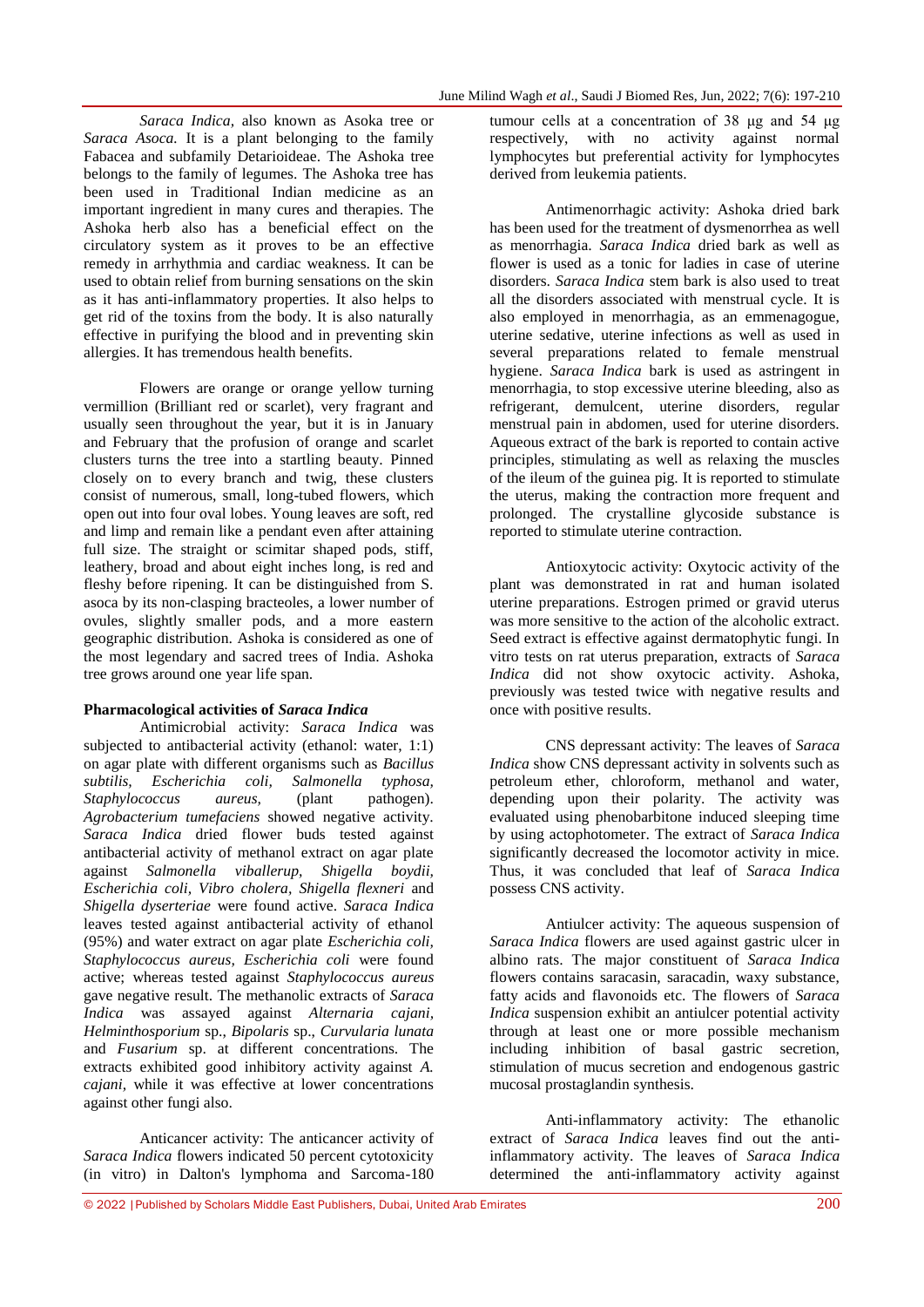*Saraca Indica,* also known as Asoka tree or *Saraca Asoca.* It is a plant belonging to the family Fabacea and subfamily Detarioideae. The Ashoka tree belongs to the family of legumes. The Ashoka tree has been used in Traditional Indian medicine as an important ingredient in many cures and therapies. The Ashoka herb also has a beneficial effect on the circulatory system as it proves to be an effective remedy in arrhythmia and cardiac weakness. It can be used to obtain relief from burning sensations on the skin as it has anti-inflammatory properties. It also helps to get rid of the toxins from the body. It is also naturally effective in purifying the blood and in preventing skin allergies. It has tremendous health benefits.

Flowers are orange or orange yellow turning vermillion (Brilliant red or scarlet), very fragrant and usually seen throughout the year, but it is in January and February that the profusion of orange and scarlet clusters turns the tree into a startling beauty. Pinned closely on to every branch and twig, these clusters consist of numerous, small, long-tubed flowers, which open out into four oval lobes. Young leaves are soft, red and limp and remain like a pendant even after attaining full size. The straight or scimitar shaped pods, stiff, leathery, broad and about eight inches long, is red and fleshy before ripening. It can be distinguished from S. asoca by its non-clasping bracteoles, a lower number of ovules, slightly smaller pods, and a more eastern geographic distribution. Ashoka is considered as one of the most legendary and sacred trees of India. Ashoka tree grows around one year life span.

**Pharmacological activities of *Saraca Indica***

Antimicrobial activity: *Saraca Indica* was subjected to antibacterial activity (ethanol: water, 1:1) on agar plate with different organisms such as *Bacillus subtilis, Escherichia coli, Salmonella typhosa, Staphylococcus aureus,* (plant pathogen). *Agrobacterium tumefaciens* showed negative activity. *Saraca Indica* dried flower buds tested against antibacterial activity of methanol extract on agar plate against *Salmonella viballerup, Shigella boydii, Escherichia coli, Vibro cholera, Shigella flexneri* and *Shigella dyserteriae* were found active. *Saraca Indica* leaves tested against antibacterial activity of ethanol (95%) and water extract on agar plate *Escherichia coli, Staphylococcus aureus, Escherichia coli* were found active; whereas tested against *Staphylococcus aureus* gave negative result. The methanolic extracts of *Saraca Indica* was assayed against *Alternaria cajani, Helminthosporium* sp., *Bipolaris* sp., *Curvularia lunata* and *Fusarium* sp. at different concentrations. The extracts exhibited good inhibitory activity against *A. cajani,* while it was effective at lower concentrations against other fungi also.

Anticancer activity: The anticancer activity of *Saraca Indica* flowers indicated 50 percent cytotoxicity (in vitro) in Dalton's lymphoma and Sarcoma-180 tumour cells at a concentration of 38 μg and 54 μg respectively, with no activity against normal lymphocytes but preferential activity for lymphocytes derived from leukemia patients.

Antimenorrhagic activity: Ashoka dried bark has been used for the treatment of dysmenorrhea as well as menorrhagia. *Saraca Indica* dried bark as well as flower is used as a tonic for ladies in case of uterine disorders. *Saraca Indica* stem bark is also used to treat all the disorders associated with menstrual cycle. It is also employed in menorrhagia, as an emmenagogue, uterine sedative, uterine infections as well as used in several preparations related to female menstrual hygiene. *Saraca Indica* bark is used as astringent in menorrhagia, to stop excessive uterine bleeding, also as refrigerant, demulcent, uterine disorders, regular menstrual pain in abdomen, used for uterine disorders. Aqueous extract of the bark is reported to contain active principles, stimulating as well as relaxing the muscles of the ileum of the guinea pig. It is reported to stimulate the uterus, making the contraction more frequent and prolonged. The crystalline glycoside substance is reported to stimulate uterine contraction.

Antioxytocic activity: Oxytocic activity of the plant was demonstrated in rat and human isolated uterine preparations. Estrogen primed or gravid uterus was more sensitive to the action of the alcoholic extract. Seed extract is effective against dermatophytic fungi. In vitro tests on rat uterus preparation, extracts of *Saraca Indica* did not show oxytocic activity. Ashoka, previously was tested twice with negative results and once with positive results.

CNS depressant activity: The leaves of *Saraca Indica* show CNS depressant activity in solvents such as petroleum ether, chloroform, methanol and water, depending upon their polarity. The activity was evaluated using phenobarbitone induced sleeping time by using actophotometer. The extract of *Saraca Indica* significantly decreased the locomotor activity in mice. Thus, it was concluded that leaf of *Saraca Indica* possess CNS activity.

Antiulcer activity: The aqueous suspension of *Saraca Indica* flowers are used against gastric ulcer in albino rats. The major constituent of *Saraca Indica* flowers contains saracasin, saracadin, waxy substance, fatty acids and flavonoids etc. The flowers of *Saraca Indica* suspension exhibit an antiulcer potential activity through at least one or more possible mechanism including inhibition of basal gastric secretion, stimulation of mucus secretion and endogenous gastric mucosal prostaglandin synthesis.

Anti-inflammatory activity: The ethanolic extract of *Saraca Indica* leaves find out the anti-inflammatory activity. The leaves of *Saraca Indica* determined the anti-inflammatory activity against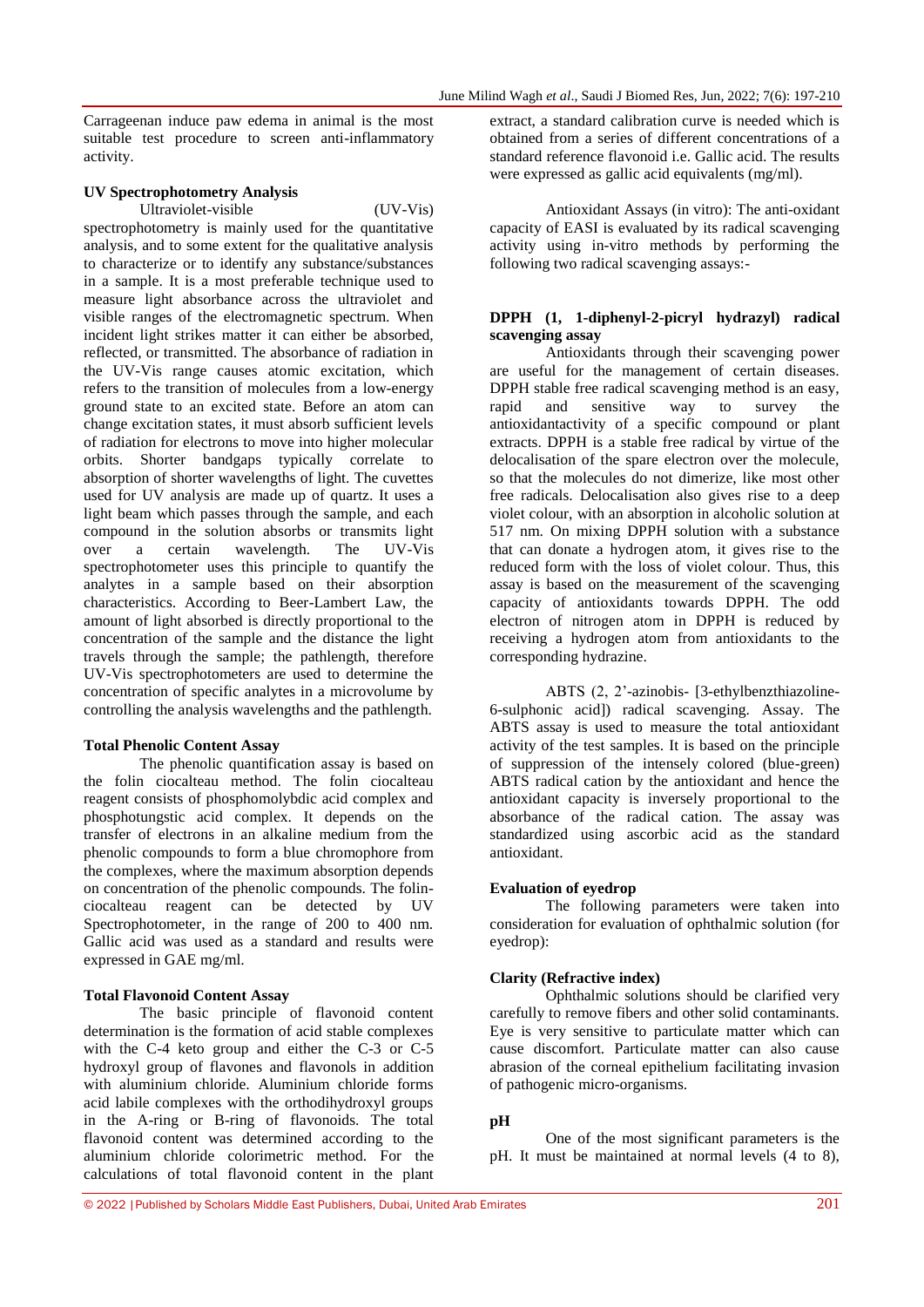Carrageenan induce paw edema in animal is the most suitable test procedure to screen anti-inflammatory activity.

### UV Spectrophotometry Analysis

Ultraviolet-visible (UV-Vis) spectrophotometry is mainly used for the quantitative analysis, and to some extent for the qualitative analysis to characterize or to identify any substance/substances in a sample. It is a most preferable technique used to measure light absorbance across the ultraviolet and visible ranges of the electromagnetic spectrum. When incident light strikes matter it can either be absorbed, reflected, or transmitted. The absorbance of radiation in the UV-Vis range causes atomic excitation, which refers to the transition of molecules from a low-energy ground state to an excited state. Before an atom can change excitation states, it must absorb sufficient levels of radiation for electrons to move into higher molecular orbits. Shorter bandgaps typically correlate to absorption of shorter wavelengths of light. The cuvettes used for UV analysis are made up of quartz. It uses a light beam which passes through the sample, and each compound in the solution absorbs or transmits light over a certain wavelength. The UV-Vis spectrophotometer uses this principle to quantify the analytes in a sample based on their absorption characteristics. According to Beer-Lambert Law, the amount of light absorbed is directly proportional to the concentration of the sample and the distance the light travels through the sample; the pathlength, therefore UV-Vis spectrophotometers are used to determine the concentration of specific analytes in a microvolume by controlling the analysis wavelengths and the pathlength.

### Total Phenolic Content Assay

The phenolic quantification assay is based on the folin ciocalteau method. The folin ciocalteau reagent consists of phosphomolybdic acid complex and phosphotungstic acid complex. It depends on the transfer of electrons in an alkaline medium from the phenolic compounds to form a blue chromophore from the complexes, where the maximum absorption depends on concentration of the phenolic compounds. The folin-ciocalteau reagent can be detected by UV Spectrophotometer, in the range of 200 to 400 nm. Gallic acid was used as a standard and results were expressed in GAE mg/ml.

### Total Flavonoid Content Assay

The basic principle of flavonoid content determination is the formation of acid stable complexes with the C-4 keto group and either the C-3 or C-5 hydroxyl group of flavones and flavonols in addition with aluminium chloride. Aluminium chloride forms acid labile complexes with the orthodihydroxyl groups in the A-ring or B-ring of flavonoids. The total flavonoid content was determined according to the aluminium chloride colorimetric method. For the calculations of total flavonoid content in the plant extract, a standard calibration curve is needed which is obtained from a series of different concentrations of a standard reference flavonoid i.e. Gallic acid. The results were expressed as gallic acid equivalents (mg/ml).

Antioxidant Assays (in vitro): The anti-oxidant capacity of EASI is evaluated by its radical scavenging activity using in-vitro methods by performing the following two radical scavenging assays:-

### DPPH (1, 1-diphenyl-2-picryl hydrazyl) radical scavenging assay

Antioxidants through their scavenging power are useful for the management of certain diseases. DPPH stable free radical scavenging method is an easy, rapid and sensitive way to survey the antioxidantactivity of a specific compound or plant extracts. DPPH is a stable free radical by virtue of the delocalisation of the spare electron over the molecule, so that the molecules do not dimerize, like most other free radicals. Delocalisation also gives rise to a deep violet colour, with an absorption in alcoholic solution at 517 nm. On mixing DPPH solution with a substance that can donate a hydrogen atom, it gives rise to the reduced form with the loss of violet colour. Thus, this assay is based on the measurement of the scavenging capacity of antioxidants towards DPPH. The odd electron of nitrogen atom in DPPH is reduced by receiving a hydrogen atom from antioxidants to the corresponding hydrazine.

ABTS (2, 2'-azinobis- [3-ethylbenzthiazoline-6-sulphonic acid]) radical scavenging. Assay. The ABTS assay is used to measure the total antioxidant activity of the test samples. It is based on the principle of suppression of the intensely colored (blue-green) ABTS radical cation by the antioxidant and hence the antioxidant capacity is inversely proportional to the absorbance of the radical cation. The assay was standardized using ascorbic acid as the standard antioxidant.

### Evaluation of eyedrop

The following parameters were taken into consideration for evaluation of ophthalmic solution (for eyedrop):

### Clarity (Refractive index)

Ophthalmic solutions should be clarified very carefully to remove fibers and other solid contaminants. Eye is very sensitive to particulate matter which can cause discomfort. Particulate matter can also cause abrasion of the corneal epithelium facilitating invasion of pathogenic micro-organisms.

### pH

One of the most significant parameters is the pH. It must be maintained at normal levels (4 to 8),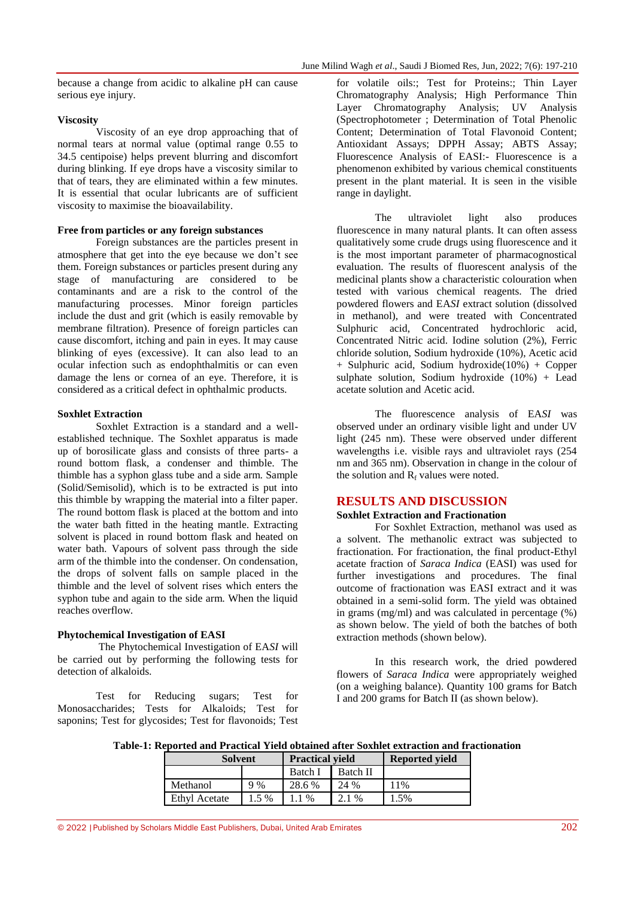because a change from acidic to alkaline pH can cause serious eye injury.

**Viscosity**

Viscosity of an eye drop approaching that of normal tears at normal value (optimal range 0.55 to 34.5 centipoise) helps prevent blurring and discomfort during blinking. If eye drops have a viscosity similar to that of tears, they are eliminated within a few minutes. It is essential that ocular lubricants are of sufficient viscosity to maximise the bioavailability.

**Free from particles or any foreign substances**

Foreign substances are the particles present in atmosphere that get into the eye because we don't see them. Foreign substances or particles present during any stage of manufacturing are considered to be contaminants and are a risk to the control of the manufacturing processes. Minor foreign particles include the dust and grit (which is easily removable by membrane filtration). Presence of foreign particles can cause discomfort, itching and pain in eyes. It may cause blinking of eyes (excessive). It can also lead to an ocular infection such as endophthalmitis or can even damage the lens or cornea of an eye. Therefore, it is considered as a critical defect in ophthalmic products.

**Soxhlet Extraction**

Soxhlet Extraction is a standard and a well-established technique. The Soxhlet apparatus is made up of borosilicate glass and consists of three parts- a round bottom flask, a condenser and thimble. The thimble has a syphon glass tube and a side arm. Sample (Solid/Semisolid), which is to be extracted is put into this thimble by wrapping the material into a filter paper. The round bottom flask is placed at the bottom and into the water bath fitted in the heating mantle. Extracting solvent is placed in round bottom flask and heated on water bath. Vapours of solvent pass through the side arm of the thimble into the condenser. On condensation, the drops of solvent falls on sample placed in the thimble and the level of solvent rises which enters the syphon tube and again to the side arm. When the liquid reaches overflow.

**Phytochemical Investigation of EASI**

The Phytochemical Investigation of EA*SI* will be carried out by performing the following tests for detection of alkaloids.

Test for Reducing sugars; Test for Monosaccharides; Tests for Alkaloids; Test for saponins; Test for glycosides; Test for flavonoids; Test for volatile oils:; Test for Proteins:; Thin Layer Chromatography Analysis; High Performance Thin Layer Chromatography Analysis; UV Analysis (Spectrophotometer ; Determination of Total Phenolic Content; Determination of Total Flavonoid Content; Antioxidant Assays; DPPH Assay; ABTS Assay; Fluorescence Analysis of EASI:- Fluorescence is a phenomenon exhibited by various chemical constituents present in the plant material. It is seen in the visible range in daylight.

The ultraviolet light also produces fluorescence in many natural plants. It can often assess qualitatively some crude drugs using fluorescence and it is the most important parameter of pharmacognostical evaluation. The results of fluorescent analysis of the medicinal plants show a characteristic colouration when tested with various chemical reagents. The dried powdered flowers and EA*SI* extract solution (dissolved in methanol), and were treated with Concentrated Sulphuric acid, Concentrated hydrochloric acid, Concentrated Nitric acid. Iodine solution (2%), Ferric chloride solution, Sodium hydroxide (10%), Acetic acid + Sulphuric acid, Sodium hydroxide(10%) + Copper sulphate solution, Sodium hydroxide (10%) + Lead acetate solution and Acetic acid.

The fluorescence analysis of EA*SI* was observed under an ordinary visible light and under UV light (245 nm). These were observed under different wavelengths i.e. visible rays and ultraviolet rays (254 nm and 365 nm). Observation in change in the colour of the solution and $R_f$ values were noted.

## RESULTS AND DISCUSSION

**Soxhlet Extraction and Fractionation**

For Soxhlet Extraction, methanol was used as a solvent. The methanolic extract was subjected to fractionation. For fractionation, the final product-Ethyl acetate fraction of *Saraca Indica* (EASI) was used for further investigations and procedures. The final outcome of fractionation was EASI extract and it was obtained in a semi-solid form. The yield was obtained in grams (mg/ml) and was calculated in percentage (%) as shown below. The yield of both the batches of both extraction methods (shown below).

In this research work, the dried powdered flowers of *Saraca Indica* were appropriately weighed (on a weighing balance). Quantity 100 grams for Batch I and 200 grams for Batch II (as shown below).

**Table-1: Reported and Practical Yield obtained after Soxhlet extraction and fractionation**

| Solvent | | Practical yield | | Reported yield |
|---|---|---|---|---|
| | | Batch I | Batch II | |
| Methanol | 9 % | 28.6 % | 24 % | 11% |
| Ethyl Acetate | 1.5 % | 1.1 % | 2.1 % | 1.5% |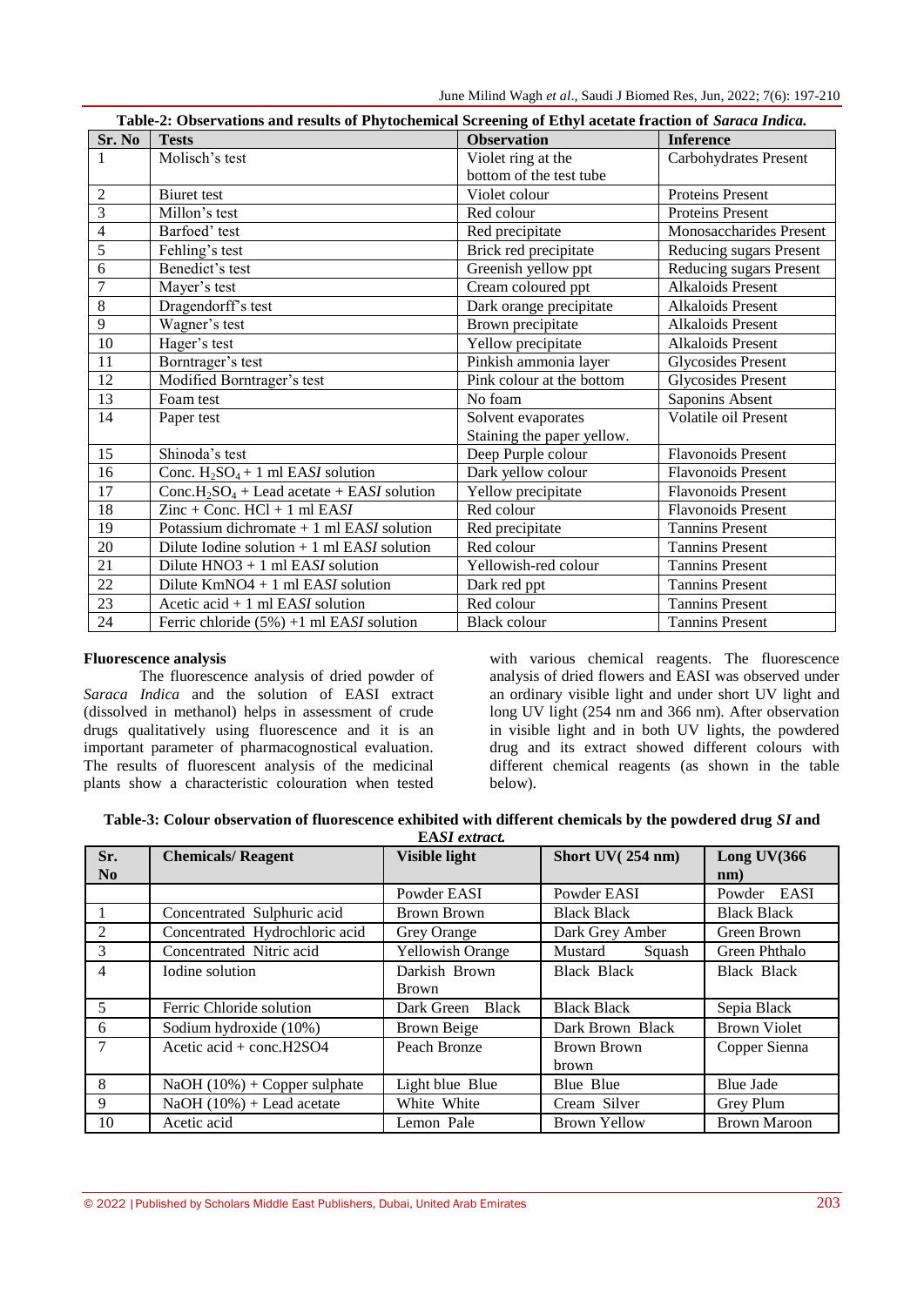**Table-2: Observations and results of Phytochemical Screening of Ethyl acetate fraction of *Saraca Indica.***

| Sr. No | Tests | Observation | Inference |
|---|---|---|---|
| 1 | Molisch's test | Violet ring at the bottom of the test tube | Carbohydrates Present |
| 2 | Biuret test | Violet colour | Proteins Present |
| 3 | Millon's test | Red colour | Proteins Present |
| 4 | Barfoed' test | Red precipitate | Monosaccharides Present |
| 5 | Fehling's test | Brick red precipitate | Reducing sugars Present |
| 6 | Benedict's test | Greenish yellow ppt | Reducing sugars Present |
| 7 | Mayer's test | Cream coloured ppt | Alkaloids Present |
| 8 | Dragendorff's test | Dark orange precipitate | Alkaloids Present |
| 9 | Wagner's test | Brown precipitate | Alkaloids Present |
| 10 | Hager's test | Yellow precipitate | Alkaloids Present |
| 11 | Borntrager's test | Pinkish ammonia layer | Glycosides Present |
| 12 | Modified Borntrager's test | Pink colour at the bottom | Glycosides Present |
| 13 | Foam test | No foam | Saponins Absent |
| 14 | Paper test | Solvent evaporates Staining the paper yellow. | Volatile oil Present |
| 15 | Shinoda's test | Deep Purple colour | Flavonoids Present |
| 16 | Conc. $H_2SO_4$ + 1 ml EA*SI* solution | Dark yellow colour | Flavonoids Present |
| 17 | Conc.$H_2SO_4$ + Lead acetate + EA*SI* solution | Yellow precipitate | Flavonoids Present |
| 18 | Zinc + Conc. HCl + 1 ml EA*SI* | Red colour | Flavonoids Present |
| 19 | Potassium dichromate + 1 ml EA*SI* solution | Red precipitate | Tannins Present |
| 20 | Dilute Iodine solution + 1 ml EA*SI* solution | Red colour | Tannins Present |
| 21 | Dilute HNO3 + 1 ml EA*SI* solution | Yellowish-red colour | Tannins Present |
| 22 | Dilute KmNO4 + 1 ml EA*SI* solution | Dark red ppt | Tannins Present |
| 23 | Acetic acid + 1 ml EA*SI* solution | Red colour | Tannins Present |
| 24 | Ferric chloride (5%) +1 ml EA*SI* solution | Black colour | Tannins Present |

**Fluorescence analysis**

The fluorescence analysis of dried powder of *Saraca Indica* and the solution of EASI extract (dissolved in methanol) helps in assessment of crude drugs qualitatively using fluorescence and it is an important parameter of pharmacognostical evaluation. The results of fluorescent analysis of the medicinal plants show a characteristic colouration when tested with various chemical reagents. The fluorescence analysis of dried flowers and EASI was observed under an ordinary visible light and under short UV light and long UV light (254 nm and 366 nm). After observation in visible light and in both UV lights, the powdered drug and its extract showed different colours with different chemical reagents (as shown in the table below).

**Table-3: Colour observation of fluorescence exhibited with different chemicals by the powdered drug *SI* and EA*SI extract.***

| Sr. No | Chemicals/ Reagent | Visible light | Short UV( 254 nm) | Long UV(366 nm) |
|---|---|---|---|---|
| | | Powder EASI | Powder EASI | Powder EASI |
| 1 | Concentrated Sulphuric acid | Brown Brown | Black Black | Black Black |
| 2 | Concentrated Hydrochloric acid | Grey Orange | Dark Grey Amber | Green Brown |
| 3 | Concentrated Nitric acid | Yellowish Orange | Mustard Squash | Green Phthalo |
| 4 | Iodine solution | Darkish Brown Brown | Black Black | Black Black |
| 5 | Ferric Chloride solution | Dark Green Black | Black Black | Sepia Black |
| 6 | Sodium hydroxide (10%) | Brown Beige | Dark Brown Black | Brown Violet |
| 7 | Acetic acid + conc.H2SO4 | Peach Bronze | Brown Brown brown | Copper Sienna |
| 8 | NaOH (10%) + Copper sulphate | Light blue Blue | Blue Blue | Blue Jade |
| 9 | NaOH (10%) + Lead acetate | White White | Cream Silver | Grey Plum |
| 10 | Acetic acid | Lemon Pale | Brown Yellow | Brown Maroon |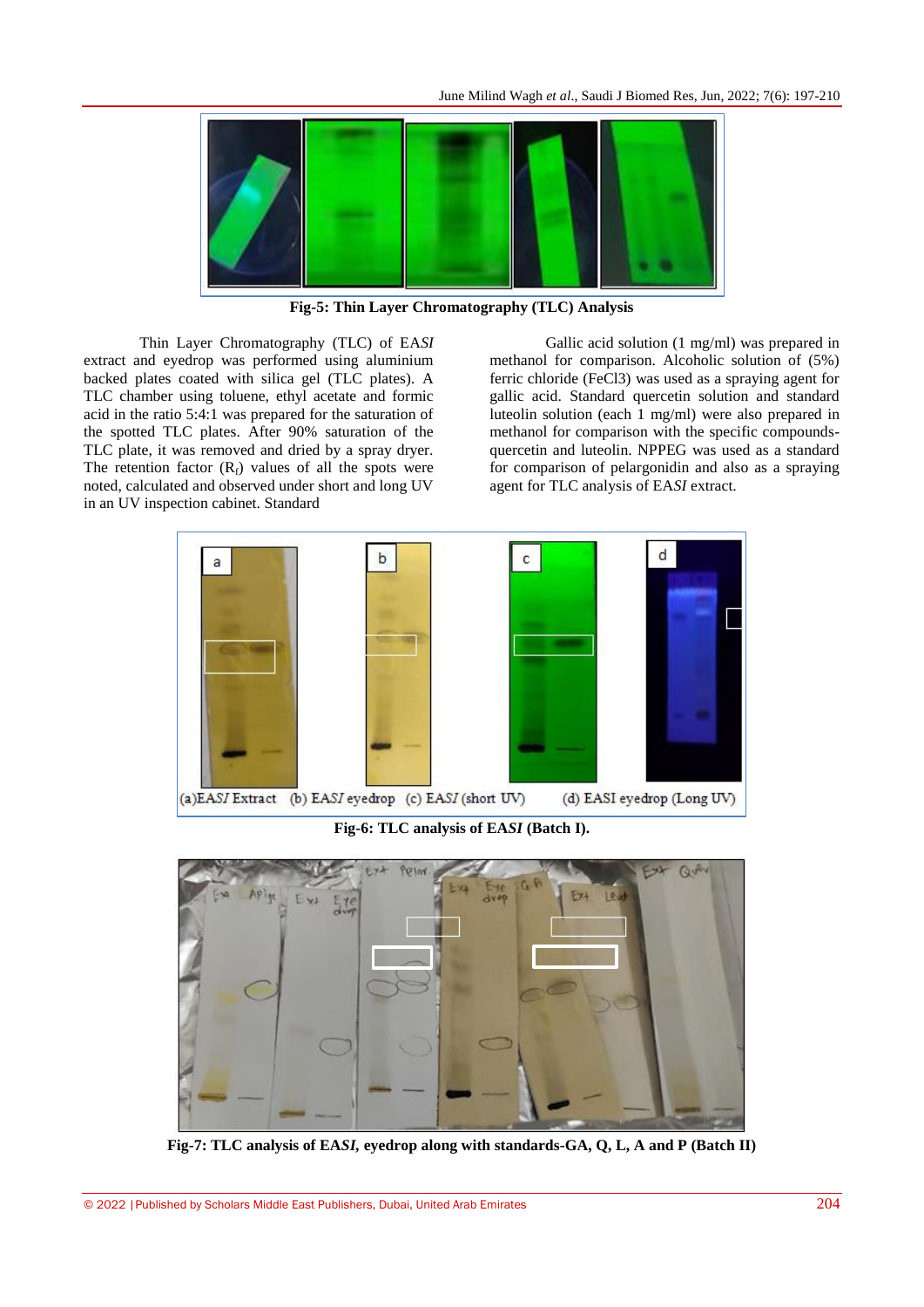**Fig-5: Thin Layer Chromatography (TLC) Analysis**

Thin Layer Chromatography (TLC) of EAS*I* extract and eyedrop was performed using aluminium backed plates coated with silica gel (TLC plates). A TLC chamber using toluene, ethyl acetate and formic acid in the ratio 5:4:1 was prepared for the saturation of the spotted TLC plates. After 90% saturation of the TLC plate, it was removed and dried by a spray dryer. The retention factor ($R_f$) values of all the spots were noted, calculated and observed under short and long UV in an UV inspection cabinet. Standard Gallic acid solution (1 mg/ml) was prepared in methanol for comparison. Alcoholic solution of (5%) ferric chloride (FeCl3) was used as a spraying agent for gallic acid. Standard quercetin solution and standard luteolin solution (each 1 mg/ml) were also prepared in methanol for comparison with the specific compounds-quercetin and luteolin. NPPEG was used as a standard for comparison of pelargonidin and also as a spraying agent for TLC analysis of EAS*I* extract.

(a)EAS*I* Extract (b) EAS*I* eyedrop (c) EAS*I* (short UV) (d) EASI eyedrop (Long UV)

**Fig-6: TLC analysis of EAS*I* (Batch I).**

**Fig-7: TLC analysis of EAS*I*, eyedrop along with standards-GA, Q, L, A and P (Batch II)**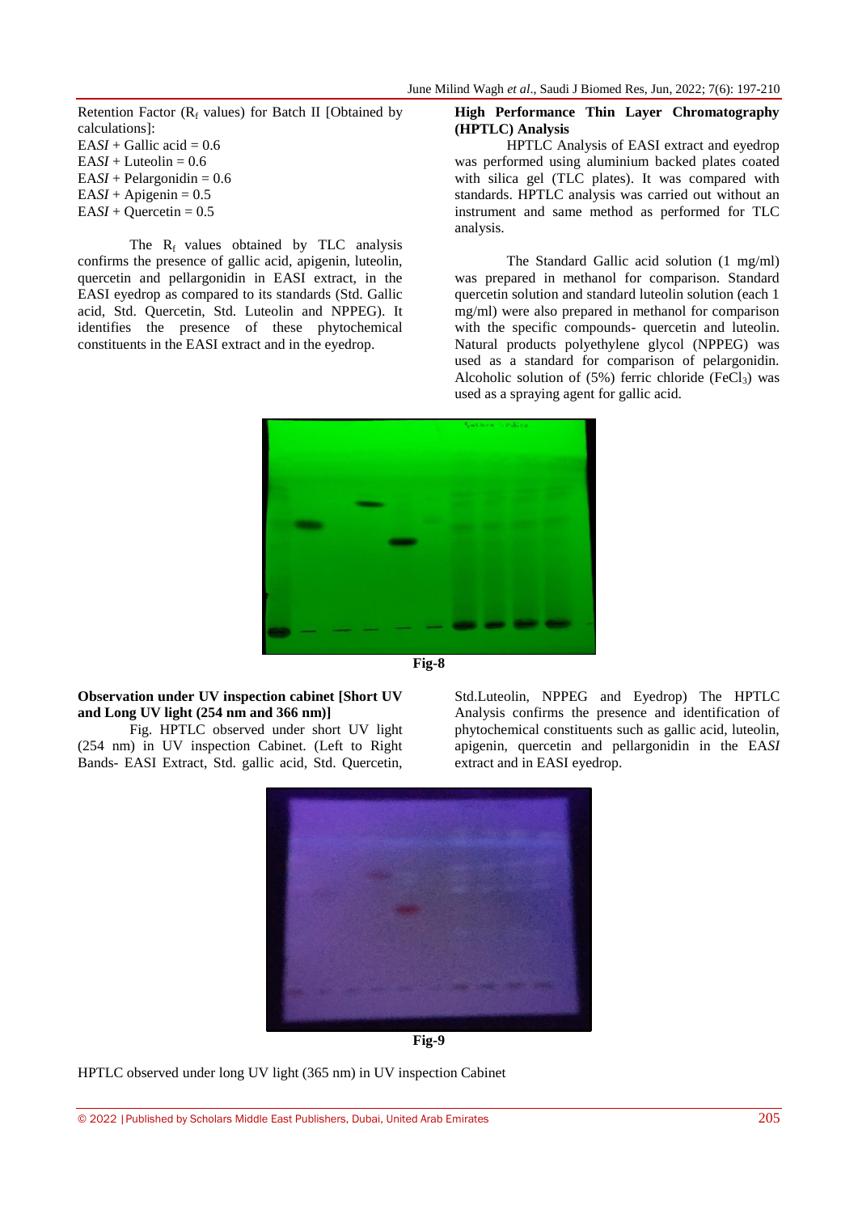Retention Factor ($R_f$ values) for Batch II [Obtained by calculations]:

EA*SI* + Gallic acid = 0.6
EA*SI* + Luteolin = 0.6
EA*SI* + Pelargonidin = 0.6
EA*SI* + Apigenin = 0.5
EA*SI* + Quercetin = 0.5

The $R_f$ values obtained by TLC analysis confirms the presence of gallic acid, apigenin, luteolin, quercetin and pellargonidin in EASI extract, in the EASI eyedrop as compared to its standards (Std. Gallic acid, Std. Quercetin, Std. Luteolin and NPPEG). It identifies the presence of these phytochemical constituents in the EASI extract and in the eyedrop.

**High Performance Thin Layer Chromatography (HPTLC) Analysis**

HPTLC Analysis of EASI extract and eyedrop was performed using aluminium backed plates coated with silica gel (TLC plates). It was compared with standards. HPTLC analysis was carried out without an instrument and same method as performed for TLC analysis.

The Standard Gallic acid solution (1 mg/ml) was prepared in methanol for comparison. Standard quercetin solution and standard luteolin solution (each 1 mg/ml) were also prepared in methanol for comparison with the specific compounds- quercetin and luteolin. Natural products polyethylene glycol (NPPEG) was used as a standard for comparison of pelargonidin. Alcoholic solution of (5%) ferric chloride ($FeCl_3$) was used as a spraying agent for gallic acid.

**Fig-8**

**Observation under UV inspection cabinet [Short UV and Long UV light (254 nm and 366 nm)]**

Fig. HPTLC observed under short UV light (254 nm) in UV inspection Cabinet. (Left to Right Bands- EASI Extract, Std. gallic acid, Std. Quercetin, Std.Luteolin, NPPEG and Eyedrop) The HPTLC Analysis confirms the presence and identification of phytochemical constituents such as gallic acid, luteolin, apigenin, quercetin and pellargonidin in the EA*SI* extract and in EASI eyedrop.

**Fig-9**

HPTLC observed under long UV light (365 nm) in UV inspection Cabinet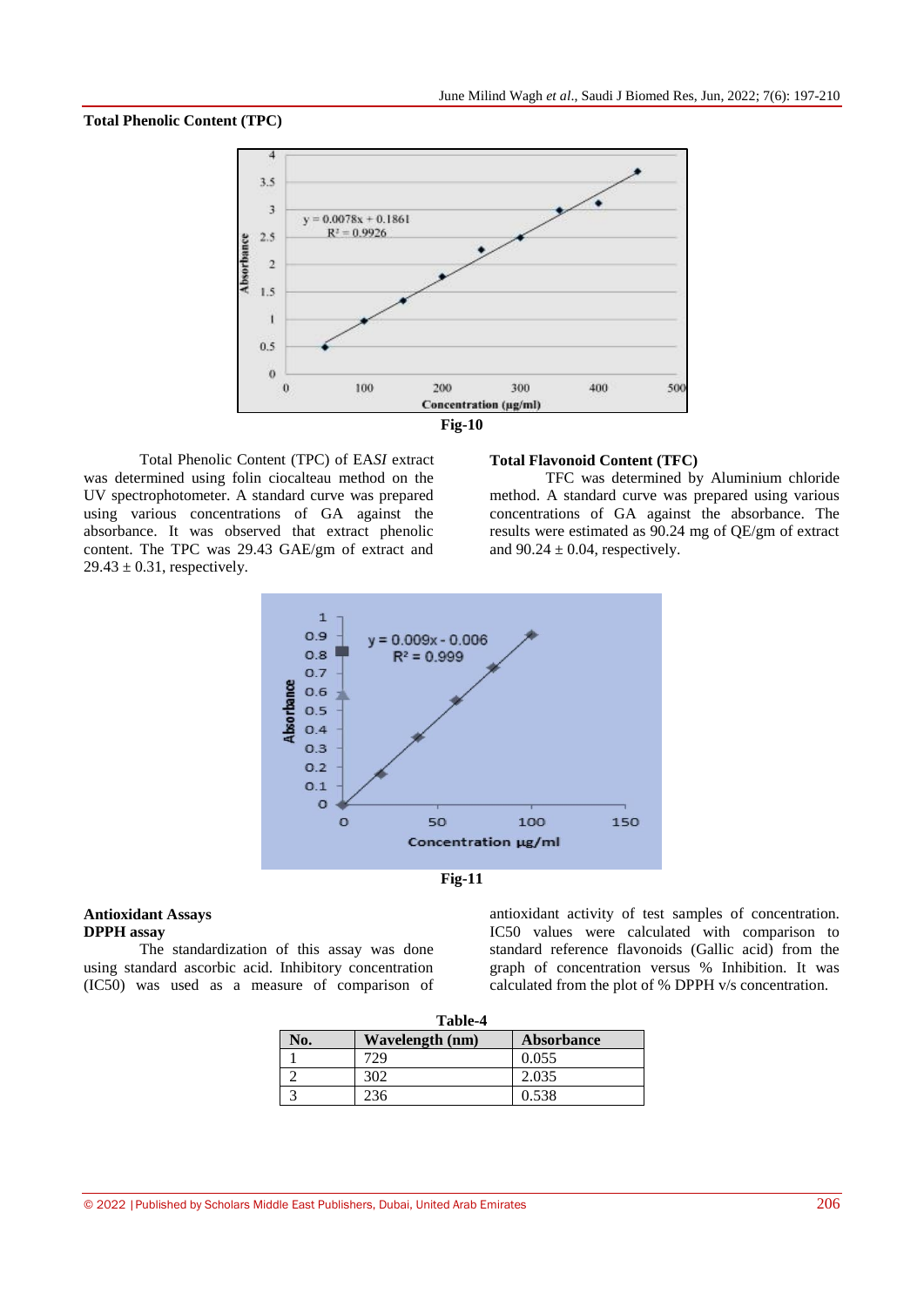**Total Phenolic Content (TPC)**

4
3.5
3
2.5
2
1.5
1
0.5
0
Absorbance
$y = 0.0078x + 0.1861$
$R^2 = 0.9926$
0
100
200
300
400
500
Concentration (µg/ml)

**Fig-10**

Total Phenolic Content (TPC) of EAS*I* extract was determined using folin ciocalteau method on the UV spectrophotometer. A standard curve was prepared using various concentrations of GA against the absorbance. It was observed that extract phenolic content. The TPC was 29.43 GAE/gm of extract and 29.43 ± 0.31, respectively.

**Total Flavonoid Content (TFC)**

TFC was determined by Aluminium chloride method. A standard curve was prepared using various concentrations of GA against the absorbance. The results were estimated as 90.24 mg of QE/gm of extract and 90.24 ± 0.04, respectively.

1
0.9
0.8
0.7
0.6
0.5
0.4
0.3
0.2
0.1
0
Absorbance
$y = 0.009x - 0.006$
$R^2 = 0.999$
0
50
100
150
Concentration µg/ml

**Fig-11**

**Antioxidant Assays**
**DPPH assay**

The standardization of this assay was done using standard ascorbic acid. Inhibitory concentration (IC50) was used as a measure of comparison of antioxidant activity of test samples of concentration. IC50 values were calculated with comparison to standard reference flavonoids (Gallic acid) from the graph of concentration versus % Inhibition. It was calculated from the plot of % DPPH v/s concentration.

**Table-4**

| No. | Wavelength (nm) | Absorbance |
|---|---|---|
| 1 | 729 | 0.055 |
| 2 | 302 | 2.035 |
| 3 | 236 | 0.538 |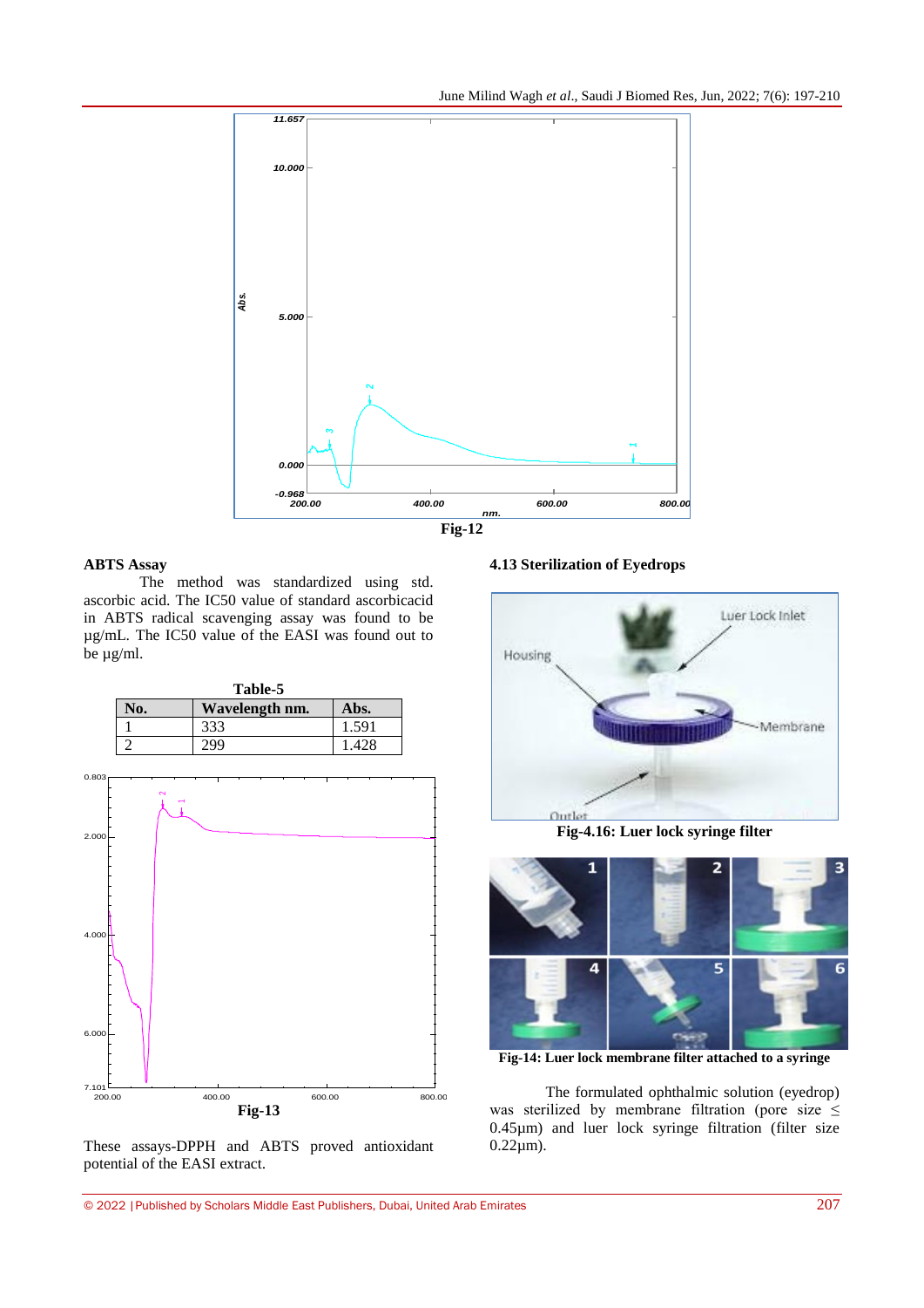11.657

10.000

Abs.

5.000

0.000

-0.968

200.00 400.00 600.00 800.00

nm.

Fig-12

### ABTS Assay

The method was standardized using std. ascorbic acid. The IC50 value of standard ascorbicacid in ABTS radical scavenging assay was found to be µg/mL. The IC50 value of the EASI was found out to be µg/ml.

**Table-5**

| No. | Wavelength nm. | Abs. |
|---|---|---|
| 1 | 333 | 1.591 |
| 2 | 299 | 1.428 |

0.803

2.000

4.000

6.000

7.101

200.00 400.00 600.00 800.00

Fig-13

These assays-DPPH and ABTS proved antioxidant potential of the EASI extract.

### 4.13 Sterilization of Eyedrops

Luer Lock Inlet

Housing

Membrane

Outlet

**Fig-4.16: Luer lock syringe filter**

**Fig-14: Luer lock membrane filter attached to a syringe**

The formulated ophthalmic solution (eyedrop) was sterilized by membrane filtration (pore size ≤ 0.45µm) and luer lock syringe filtration (filter size 0.22µm).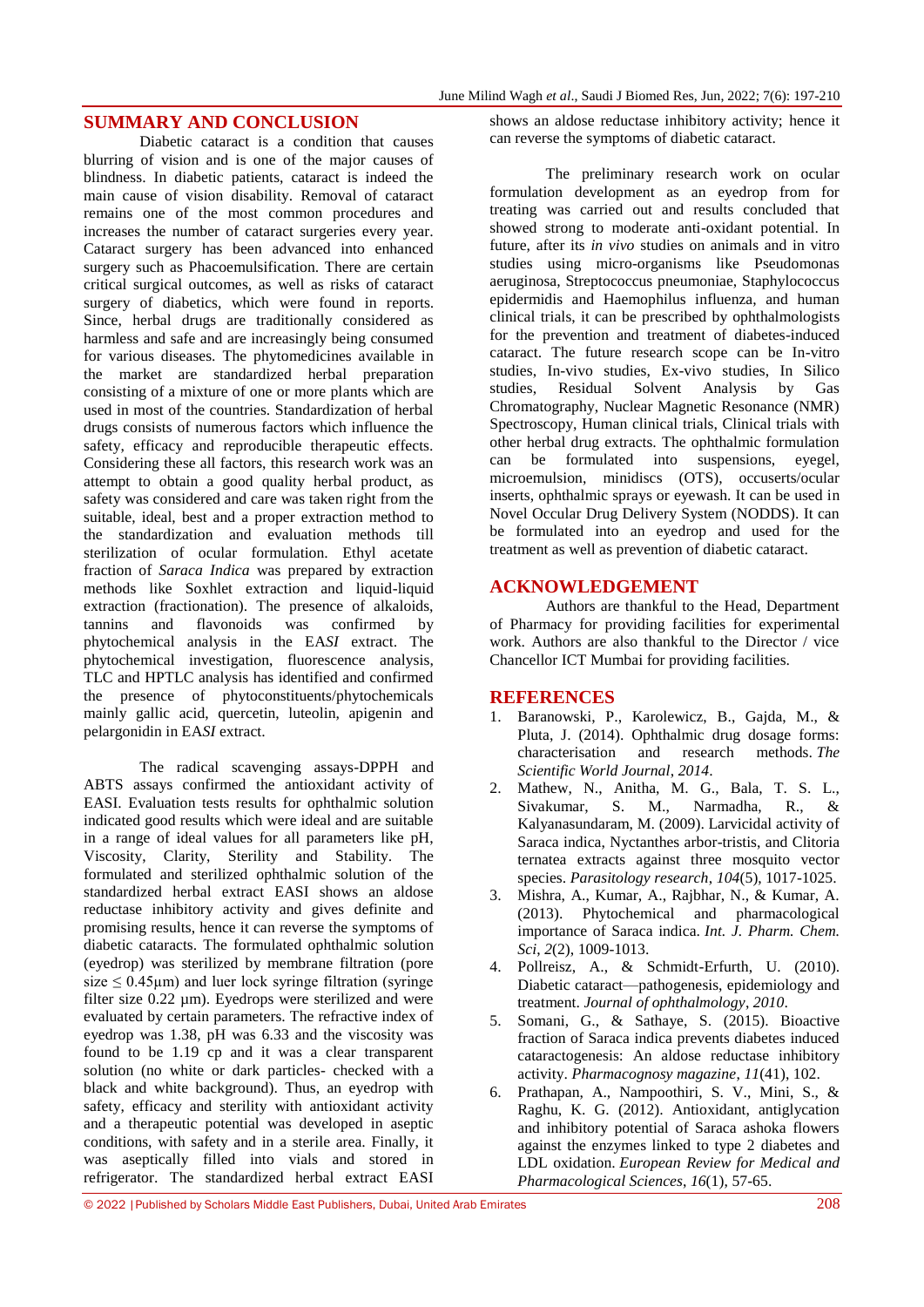## SUMMARY AND CONCLUSION

Diabetic cataract is a condition that causes blurring of vision and is one of the major causes of blindness. In diabetic patients, cataract is indeed the main cause of vision disability. Removal of cataract remains one of the most common procedures and increases the number of cataract surgeries every year. Cataract surgery has been advanced into enhanced surgery such as Phacoemulsification. There are certain critical surgical outcomes, as well as risks of cataract surgery of diabetics, which were found in reports. Since, herbal drugs are traditionally considered as harmless and safe and are increasingly being consumed for various diseases. The phytomedicines available in the market are standardized herbal preparation consisting of a mixture of one or more plants which are used in most of the countries. Standardization of herbal drugs consists of numerous factors which influence the safety, efficacy and reproducible therapeutic effects. Considering these all factors, this research work was an attempt to obtain a good quality herbal product, as safety was considered and care was taken right from the suitable, ideal, best and a proper extraction method to the standardization and evaluation methods till sterilization of ocular formulation. Ethyl acetate fraction of *Saraca Indica* was prepared by extraction methods like Soxhlet extraction and liquid-liquid extraction (fractionation). The presence of alkaloids, tannins and flavonoids was confirmed by phytochemical analysis in the EA*SI* extract. The phytochemical investigation, fluorescence analysis, TLC and HPTLC analysis has identified and confirmed the presence of phytoconstituents/phytochemicals mainly gallic acid, quercetin, luteolin, apigenin and pelargonidin in EA*SI* extract.

The radical scavenging assays-DPPH and ABTS assays confirmed the antioxidant activity of EASI. Evaluation tests results for ophthalmic solution indicated good results which were ideal and are suitable in a range of ideal values for all parameters like pH, Viscosity, Clarity, Sterility and Stability. The formulated and sterilized ophthalmic solution of the standardized herbal extract EASI shows an aldose reductase inhibitory activity and gives definite and promising results, hence it can reverse the symptoms of diabetic cataracts. The formulated ophthalmic solution (eyedrop) was sterilized by membrane filtration (pore size ≤ 0.45µm) and luer lock syringe filtration (syringe filter size 0.22 µm). Eyedrops were sterilized and were evaluated by certain parameters. The refractive index of eyedrop was 1.38, pH was 6.33 and the viscosity was found to be 1.19 cp and it was a clear transparent solution (no white or dark particles- checked with a black and white background). Thus, an eyedrop with safety, efficacy and sterility with antioxidant activity and a therapeutic potential was developed in aseptic conditions, with safety and in a sterile area. Finally, it was aseptically filled into vials and stored in refrigerator. The standardized herbal extract EASI shows an aldose reductase inhibitory activity; hence it can reverse the symptoms of diabetic cataract.

The preliminary research work on ocular formulation development as an eyedrop from for treating was carried out and results concluded that showed strong to moderate anti-oxidant potential. In future, after its *in vivo* studies on animals and in vitro studies using micro-organisms like Pseudomonas aeruginosa, Streptococcus pneumoniae, Staphylococcus epidermidis and Haemophilus influenza, and human clinical trials, it can be prescribed by ophthalmologists for the prevention and treatment of diabetes-induced cataract. The future research scope can be In-vitro studies, In-vivo studies, Ex-vivo studies, In Silico studies, Residual Solvent Analysis by Gas Chromatography, Nuclear Magnetic Resonance (NMR) Spectroscopy, Human clinical trials, Clinical trials with other herbal drug extracts. The ophthalmic formulation can be formulated into suspensions, eyegel, microemulsion, minidiscs (OTS), occuserts/ocular inserts, ophthalmic sprays or eyewash. It can be used in Novel Occular Drug Delivery System (NODDS). It can be formulated into an eyedrop and used for the treatment as well as prevention of diabetic cataract.

## ACKNOWLEDGEMENT

Authors are thankful to the Head, Department of Pharmacy for providing facilities for experimental work. Authors are also thankful to the Director / vice Chancellor ICT Mumbai for providing facilities.

## REFERENCES

1. Baranowski, P., Karolewicz, B., Gajda, M., & Pluta, J. (2014). Ophthalmic drug dosage forms: characterisation and research methods. *The Scientific World Journal*, *2014*.
2. Mathew, N., Anitha, M. G., Bala, T. S. L., Sivakumar, S. M., Narmadha, R., & Kalyanasundaram, M. (2009). Larvicidal activity of Saraca indica, Nyctanthes arbor-tristis, and Clitoria ternatea extracts against three mosquito vector species. *Parasitology research*, *104*(5), 1017-1025.
3. Mishra, A., Kumar, A., Rajbhar, N., & Kumar, A. (2013). Phytochemical and pharmacological importance of Saraca indica. *Int. J. Pharm. Chem. Sci*, *2*(2), 1009-1013.
4. Pollreisz, A., & Schmidt-Erfurth, U. (2010). Diabetic cataract—pathogenesis, epidemiology and treatment. *Journal of ophthalmology*, *2010*.
5. Somani, G., & Sathaye, S. (2015). Bioactive fraction of Saraca indica prevents diabetes induced cataractogenesis: An aldose reductase inhibitory activity. *Pharmacognosy magazine*, *11*(41), 102.
6. Prathapan, A., Nampoothiri, S. V., Mini, S., & Raghu, K. G. (2012). Antioxidant, antiglycation and inhibitory potential of Saraca ashoka flowers against the enzymes linked to type 2 diabetes and LDL oxidation. *European Review for Medical and Pharmacological Sciences*, *16*(1), 57-65.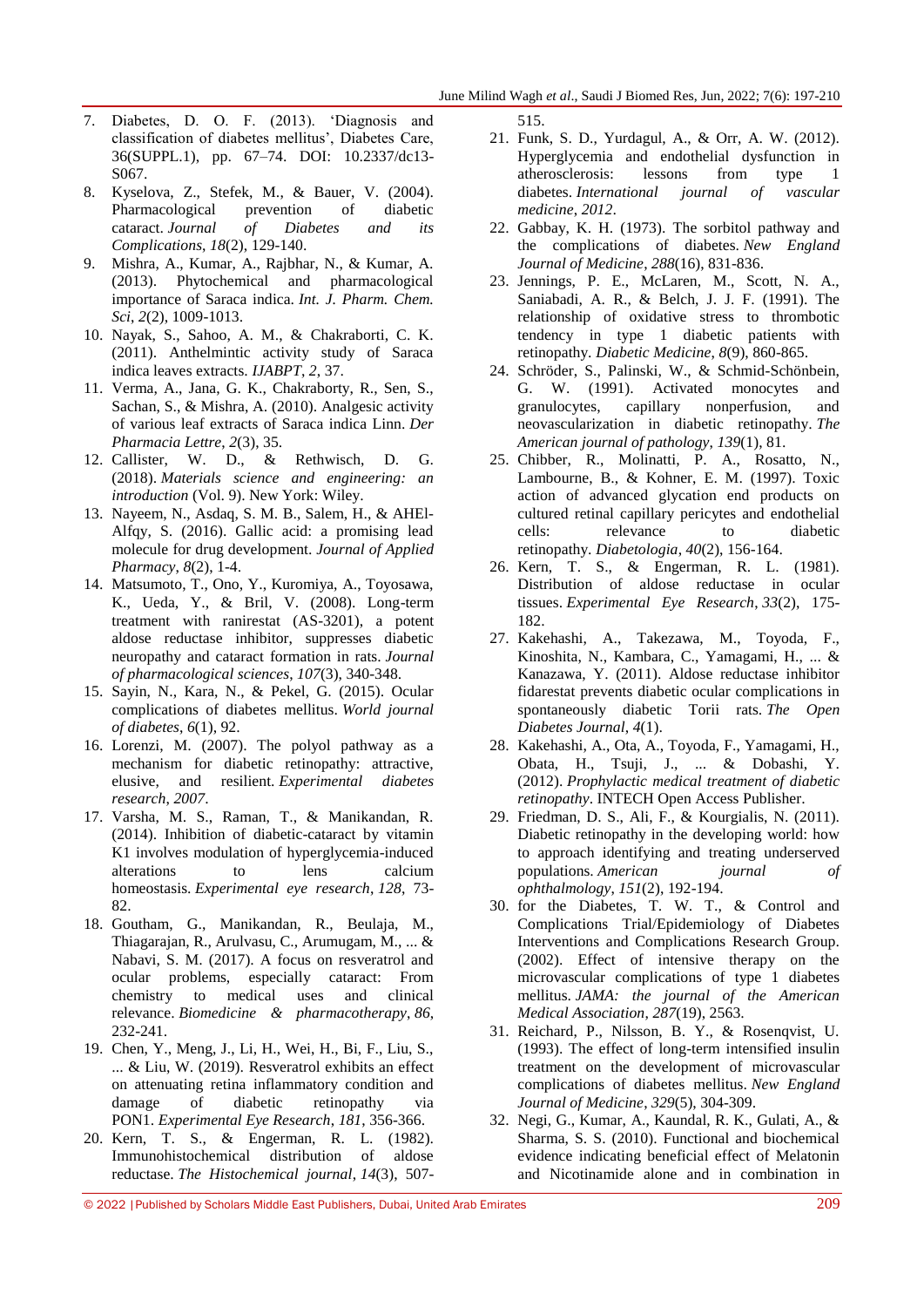7. Diabetes, D. O. F. (2013). 'Diagnosis and classification of diabetes mellitus', Diabetes Care, 36(SUPPL.1), pp. 67–74. DOI: 10.2337/dc13-S067.
8. Kyselova, Z., Stefek, M., & Bauer, V. (2004). Pharmacological prevention of diabetic cataract. *Journal of Diabetes and its Complications*, *18*(2), 129-140.
9. Mishra, A., Kumar, A., Rajbhar, N., & Kumar, A. (2013). Phytochemical and pharmacological importance of Saraca indica. *Int. J. Pharm. Chem. Sci*, *2*(2), 1009-1013.
10. Nayak, S., Sahoo, A. M., & Chakraborti, C. K. (2011). Anthelmintic activity study of Saraca indica leaves extracts. *IJABPT*, *2*, 37.
11. Verma, A., Jana, G. K., Chakraborty, R., Sen, S., Sachan, S., & Mishra, A. (2010). Analgesic activity of various leaf extracts of Saraca indica Linn. *Der Pharmacia Lettre*, *2*(3), 35.
12. Callister, W. D., & Rethwisch, D. G. (2018). *Materials science and engineering: an introduction* (Vol. 9). New York: Wiley.
13. Nayeem, N., Asdaq, S. M. B., Salem, H., & AHEl-Alfqy, S. (2016). Gallic acid: a promising lead molecule for drug development. *Journal of Applied Pharmacy*, *8*(2), 1-4.
14. Matsumoto, T., Ono, Y., Kuromiya, A., Toyosawa, K., Ueda, Y., & Bril, V. (2008). Long-term treatment with ranirestat (AS-3201), a potent aldose reductase inhibitor, suppresses diabetic neuropathy and cataract formation in rats. *Journal of pharmacological sciences*, *107*(3), 340-348.
15. Sayin, N., Kara, N., & Pekel, G. (2015). Ocular complications of diabetes mellitus. *World journal of diabetes*, *6*(1), 92.
16. Lorenzi, M. (2007). The polyol pathway as a mechanism for diabetic retinopathy: attractive, elusive, and resilient. *Experimental diabetes research*, *2007*.
17. Varsha, M. S., Raman, T., & Manikandan, R. (2014). Inhibition of diabetic-cataract by vitamin K1 involves modulation of hyperglycemia-induced alterations to lens calcium homeostasis. *Experimental eye research*, *128*, 73-82.
18. Goutham, G., Manikandan, R., Beulaja, M., Thiagarajan, R., Arulvasu, C., Arumugam, M., ... & Nabavi, S. M. (2017). A focus on resveratrol and ocular problems, especially cataract: From chemistry to medical uses and clinical relevance. *Biomedicine & pharmacotherapy*, *86*, 232-241.
19. Chen, Y., Meng, J., Li, H., Wei, H., Bi, F., Liu, S., ... & Liu, W. (2019). Resveratrol exhibits an effect on attenuating retina inflammatory condition and damage of diabetic retinopathy via PON1. *Experimental Eye Research*, *181*, 356-366.
20. Kern, T. S., & Engerman, R. L. (1982). Immunohistochemical distribution of aldose reductase. *The Histochemical journal*, *14*(3), 507-515.
21. Funk, S. D., Yurdagul, A., & Orr, A. W. (2012). Hyperglycemia and endothelial dysfunction in atherosclerosis: lessons from type 1 diabetes. *International journal of vascular medicine*, *2012*.
22. Gabbay, K. H. (1973). The sorbitol pathway and the complications of diabetes. *New England Journal of Medicine*, *288*(16), 831-836.
23. Jennings, P. E., McLaren, M., Scott, N. A., Saniabadi, A. R., & Belch, J. J. F. (1991). The relationship of oxidative stress to thrombotic tendency in type 1 diabetic patients with retinopathy. *Diabetic Medicine*, *8*(9), 860-865.
24. Schröder, S., Palinski, W., & Schmid-Schönbein, G. W. (1991). Activated monocytes and granulocytes, capillary nonperfusion, and neovascularization in diabetic retinopathy. *The American journal of pathology*, *139*(1), 81.
25. Chibber, R., Molinatti, P. A., Rosatto, N., Lambourne, B., & Kohner, E. M. (1997). Toxic action of advanced glycation end products on cultured retinal capillary pericytes and endothelial cells: relevance to diabetic retinopathy. *Diabetologia*, *40*(2), 156-164.
26. Kern, T. S., & Engerman, R. L. (1981). Distribution of aldose reductase in ocular tissues. *Experimental Eye Research*, *33*(2), 175-182.
27. Kakehashi, A., Takezawa, M., Toyoda, F., Kinoshita, N., Kambara, C., Yamagami, H., ... & Kanazawa, Y. (2011). Aldose reductase inhibitor fidarestat prevents diabetic ocular complications in spontaneously diabetic Torii rats. *The Open Diabetes Journal*, *4*(1).
28. Kakehashi, A., Ota, A., Toyoda, F., Yamagami, H., Obata, H., Tsuji, J., ... & Dobashi, Y. (2012). *Prophylactic medical treatment of diabetic retinopathy*. INTECH Open Access Publisher.
29. Friedman, D. S., Ali, F., & Kourgialis, N. (2011). Diabetic retinopathy in the developing world: how to approach identifying and treating underserved populations. *American journal of ophthalmology*, *151*(2), 192-194.
30. for the Diabetes, T. W. T., & Control and Complications Trial/Epidemiology of Diabetes Interventions and Complications Research Group. (2002). Effect of intensive therapy on the microvascular complications of type 1 diabetes mellitus. *JAMA: the journal of the American Medical Association*, *287*(19), 2563.
31. Reichard, P., Nilsson, B. Y., & Rosenqvist, U. (1993). The effect of long-term intensified insulin treatment on the development of microvascular complications of diabetes mellitus. *New England Journal of Medicine*, *329*(5), 304-309.
32. Negi, G., Kumar, A., Kaundal, R. K., Gulati, A., & Sharma, S. S. (2010). Functional and biochemical evidence indicating beneficial effect of Melatonin and Nicotinamide alone and in combination in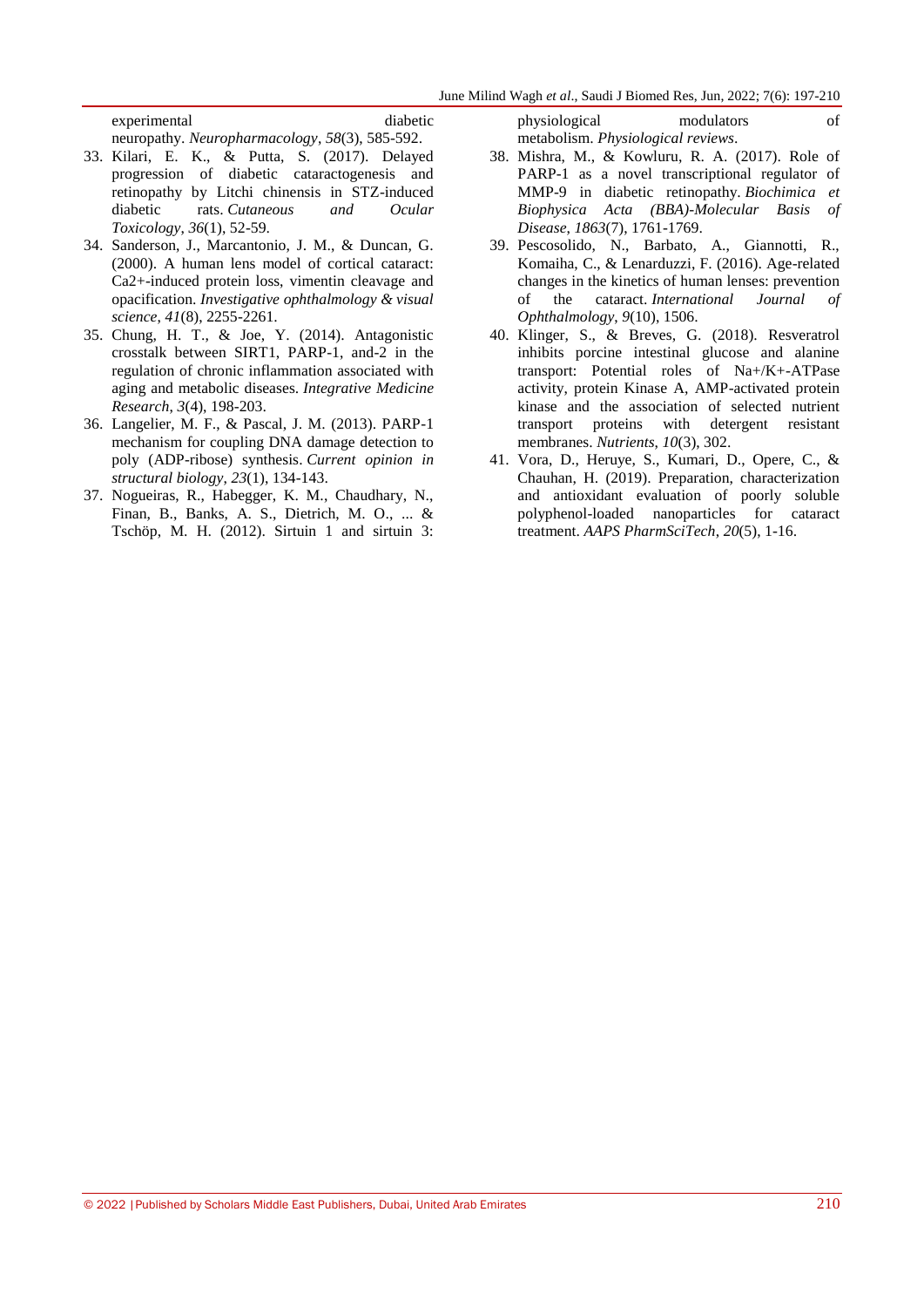experimental diabetic neuropathy. *Neuropharmacology*, *58*(3), 585-592.

33. Kilari, E. K., & Putta, S. (2017). Delayed progression of diabetic cataractogenesis and retinopathy by Litchi chinensis in STZ-induced diabetic rats. *Cutaneous and Ocular Toxicology*, *36*(1), 52-59.
34. Sanderson, J., Marcantonio, J. M., & Duncan, G. (2000). A human lens model of cortical cataract: Ca2+-induced protein loss, vimentin cleavage and opacification. *Investigative ophthalmology & visual science*, *41*(8), 2255-2261.
35. Chung, H. T., & Joe, Y. (2014). Antagonistic crosstalk between SIRT1, PARP-1, and-2 in the regulation of chronic inflammation associated with aging and metabolic diseases. *Integrative Medicine Research*, *3*(4), 198-203.
36. Langelier, M. F., & Pascal, J. M. (2013). PARP-1 mechanism for coupling DNA damage detection to poly (ADP-ribose) synthesis. *Current opinion in structural biology*, *23*(1), 134-143.
37. Nogueiras, R., Habegger, K. M., Chaudhary, N., Finan, B., Banks, A. S., Dietrich, M. O., ... & Tschöp, M. H. (2012). Sirtuin 1 and sirtuin 3: physiological modulators of metabolism. *Physiological reviews*.
38. Mishra, M., & Kowluru, R. A. (2017). Role of PARP-1 as a novel transcriptional regulator of MMP-9 in diabetic retinopathy. *Biochimica et Biophysica Acta (BBA)-Molecular Basis of Disease*, *1863*(7), 1761-1769.
39. Pescosolido, N., Barbato, A., Giannotti, R., Komaiha, C., & Lenarduzzi, F. (2016). Age-related changes in the kinetics of human lenses: prevention of the cataract. *International Journal of Ophthalmology*, *9*(10), 1506.
40. Klinger, S., & Breves, G. (2018). Resveratrol inhibits porcine intestinal glucose and alanine transport: Potential roles of Na+/K+-ATPase activity, protein Kinase A, AMP-activated protein kinase and the association of selected nutrient transport proteins with detergent resistant membranes. *Nutrients*, *10*(3), 302.
41. Vora, D., Heruye, S., Kumari, D., Opere, C., & Chauhan, H. (2019). Preparation, characterization and antioxidant evaluation of poorly soluble polyphenol-loaded nanoparticles for cataract treatment. *AAPS PharmSciTech*, *20*(5), 1-16.